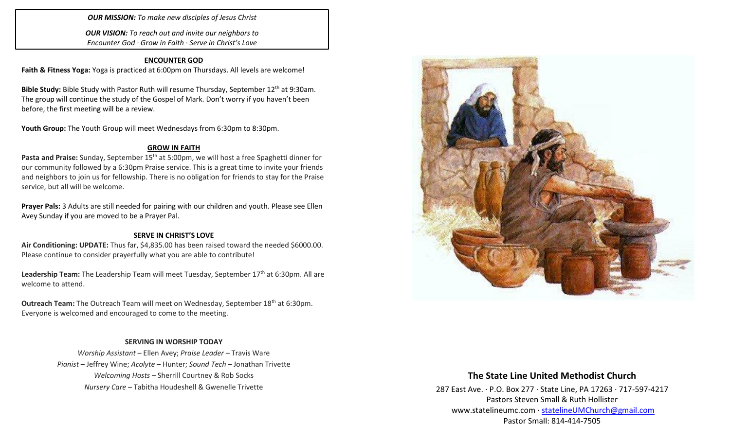***OUR MISSION:*** *To make new disciples of Jesus Christ*

***OUR VISION:*** *To reach out and invite our neighbors to Encounter God · Grow in Faith · Serve in Christ's Love*

## ENCOUNTER GOD

**Faith & Fitness Yoga:** Yoga is practiced at 6:00pm on Thursdays. All levels are welcome!

**Bible Study:** Bible Study with Pastor Ruth will resume Thursday, September 12th at 9:30am. The group will continue the study of the Gospel of Mark. Don't worry if you haven't been before, the first meeting will be a review.

**Youth Group:** The Youth Group will meet Wednesdays from 6:30pm to 8:30pm.

## GROW IN FAITH

**Pasta and Praise:** Sunday, September 15th at 5:00pm, we will host a free Spaghetti dinner for our community followed by a 6:30pm Praise service. This is a great time to invite your friends and neighbors to join us for fellowship. There is no obligation for friends to stay for the Praise service, but all will be welcome.

**Prayer Pals:** 3 Adults are still needed for pairing with our children and youth. Please see Ellen Avey Sunday if you are moved to be a Prayer Pal.

## SERVE IN CHRIST'S LOVE

**Air Conditioning: UPDATE:** Thus far, $4,835.00 has been raised toward the needed $6000.00. Please continue to consider prayerfully what you are able to contribute!

**Leadership Team:** The Leadership Team will meet Tuesday, September 17th at 6:30pm. All are welcome to attend.

**Outreach Team:** The Outreach Team will meet on Wednesday, September 18th at 6:30pm. Everyone is welcomed and encouraged to come to the meeting.

## SERVING IN WORSHIP TODAY

*Worship Assistant* – Ellen Avey; *Praise Leader* – Travis Ware
*Pianist* – Jeffrey Wine; *Acolyte* – Hunter; *Sound Tech* – Jonathan Trivette
*Welcoming Hosts* – Sherrill Courtney & Rob Socks
*Nursery Care* – Tabitha Houdeshell & Gwenelle Trivette

## The State Line United Methodist Church

287 East Ave. · P.O. Box 277 · State Line, PA 17263 · 717-597-4217
Pastors Steven Small & Ruth Hollister
www.statelineumc.com · statelineUMChurch@gmail.com
Pastor Small: 814-414-7505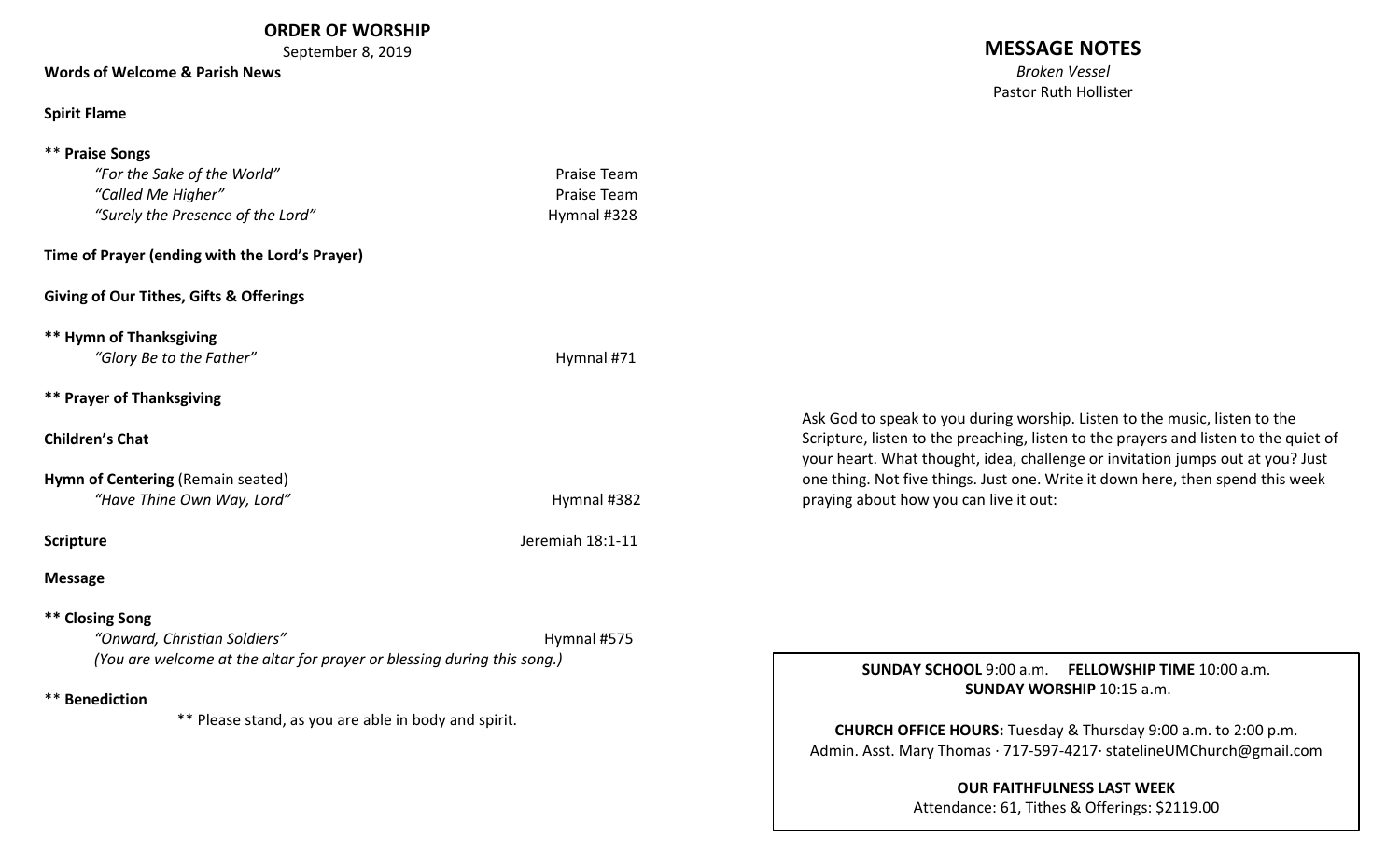## ORDER OF WORSHIP

September 8, 2019

**Words of Welcome & Parish News**

**Spirit Flame**

** **Praise Songs**

*"For the Sake of the World"* — Praise Team
*"Called Me Higher"* — Praise Team
*"Surely the Presence of the Lord"* — Hymnal #328

**Time of Prayer (ending with the Lord's Prayer)**

**Giving of Our Tithes, Gifts & Offerings**

**** Hymn of Thanksgiving**

*"Glory Be to the Father"* — Hymnal #71

**** Prayer of Thanksgiving**

**Children's Chat**

**Hymn of Centering** (Remain seated)

*"Have Thine Own Way, Lord"* — Hymnal #382

**Scripture** — Jeremiah 18:1-11

**Message**

**** Closing Song**

*"Onward, Christian Soldiers"* — Hymnal #575
*(You are welcome at the altar for prayer or blessing during this song.)*

** **Benediction**

** Please stand, as you are able in body and spirit.

## MESSAGE NOTES

*Broken Vessel*
Pastor Ruth Hollister

Ask God to speak to you during worship. Listen to the music, listen to the Scripture, listen to the preaching, listen to the prayers and listen to the quiet of your heart. What thought, idea, challenge or invitation jumps out at you? Just one thing. Not five things. Just one. Write it down here, then spend this week praying about how you can live it out:

**SUNDAY SCHOOL** 9:00 a.m. **FELLOWSHIP TIME** 10:00 a.m.
**SUNDAY WORSHIP** 10:15 a.m.

**CHURCH OFFICE HOURS:** Tuesday & Thursday 9:00 a.m. to 2:00 p.m.
Admin. Asst. Mary Thomas · 717-597-4217· statelineUMChurch@gmail.com

**OUR FAITHFULNESS LAST WEEK**
Attendance: 61, Tithes & Offerings: $2119.00